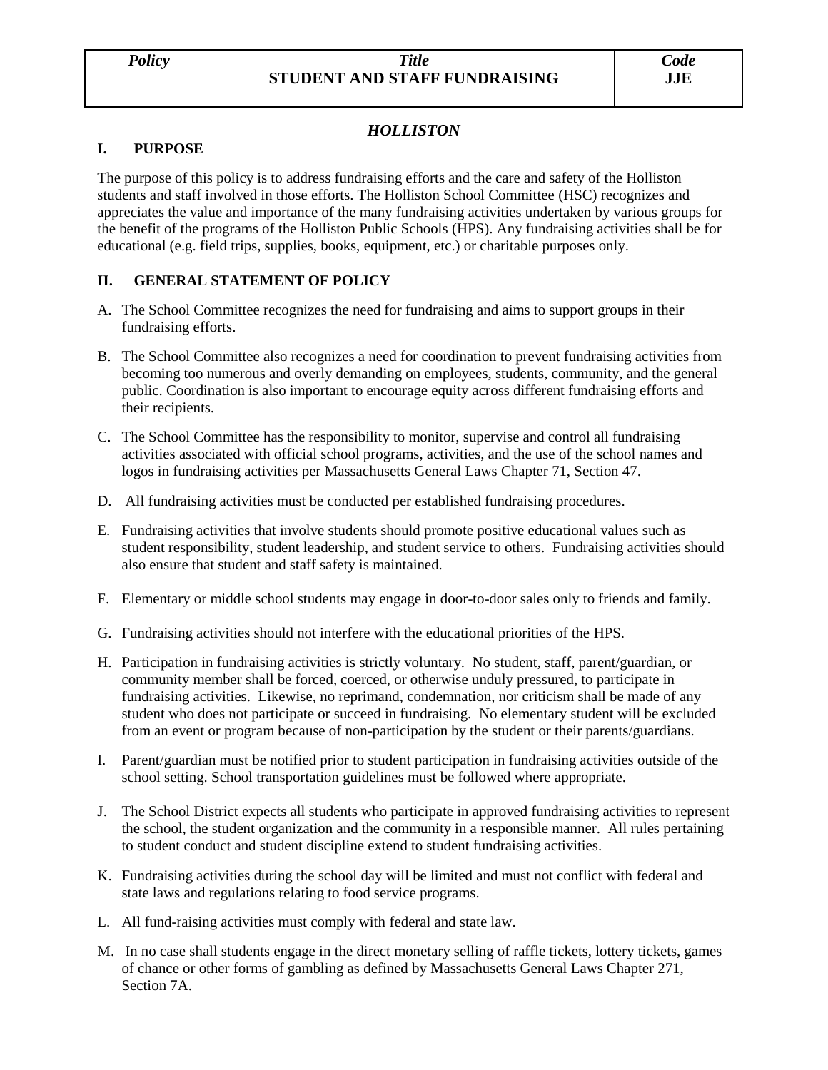| *Policy* | *Title* **STUDENT AND STAFF FUNDRAISING** | *Code* **JJE** |
|---|---|---|

***HOLLISTON***

## I. PURPOSE

The purpose of this policy is to address fundraising efforts and the care and safety of the Holliston students and staff involved in those efforts. The Holliston School Committee (HSC) recognizes and appreciates the value and importance of the many fundraising activities undertaken by various groups for the benefit of the programs of the Holliston Public Schools (HPS). Any fundraising activities shall be for educational (e.g. field trips, supplies, books, equipment, etc.) or charitable purposes only.

## II. GENERAL STATEMENT OF POLICY

A. The School Committee recognizes the need for fundraising and aims to support groups in their fundraising efforts.

B. The School Committee also recognizes a need for coordination to prevent fundraising activities from becoming too numerous and overly demanding on employees, students, community, and the general public. Coordination is also important to encourage equity across different fundraising efforts and their recipients.

C. The School Committee has the responsibility to monitor, supervise and control all fundraising activities associated with official school programs, activities, and the use of the school names and logos in fundraising activities per Massachusetts General Laws Chapter 71, Section 47.

D. All fundraising activities must be conducted per established fundraising procedures.

E. Fundraising activities that involve students should promote positive educational values such as student responsibility, student leadership, and student service to others. Fundraising activities should also ensure that student and staff safety is maintained.

F. Elementary or middle school students may engage in door-to-door sales only to friends and family.

G. Fundraising activities should not interfere with the educational priorities of the HPS.

H. Participation in fundraising activities is strictly voluntary. No student, staff, parent/guardian, or community member shall be forced, coerced, or otherwise unduly pressured, to participate in fundraising activities. Likewise, no reprimand, condemnation, nor criticism shall be made of any student who does not participate or succeed in fundraising. No elementary student will be excluded from an event or program because of non-participation by the student or their parents/guardians.

I. Parent/guardian must be notified prior to student participation in fundraising activities outside of the school setting. School transportation guidelines must be followed where appropriate.

J. The School District expects all students who participate in approved fundraising activities to represent the school, the student organization and the community in a responsible manner. All rules pertaining to student conduct and student discipline extend to student fundraising activities.

K. Fundraising activities during the school day will be limited and must not conflict with federal and state laws and regulations relating to food service programs.

L. All fund-raising activities must comply with federal and state law.

M. In no case shall students engage in the direct monetary selling of raffle tickets, lottery tickets, games of chance or other forms of gambling as defined by Massachusetts General Laws Chapter 271, Section 7A.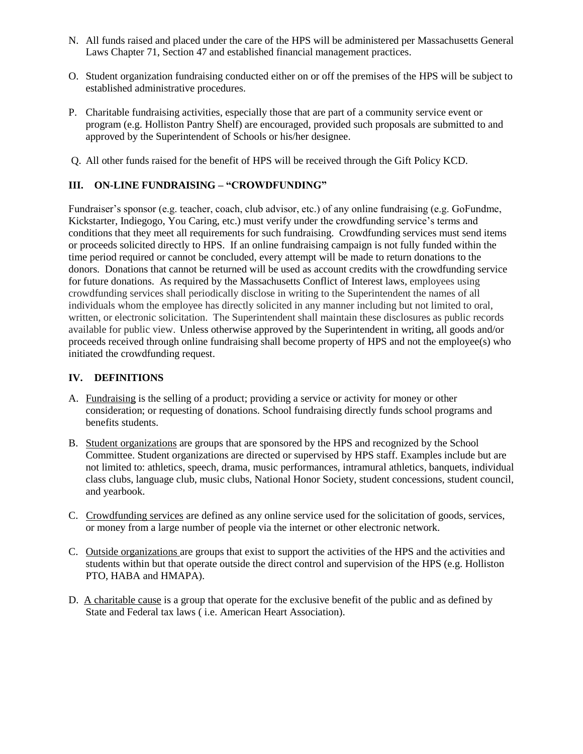N. All funds raised and placed under the care of the HPS will be administered per Massachusetts General Laws Chapter 71, Section 47 and established financial management practices.

O. Student organization fundraising conducted either on or off the premises of the HPS will be subject to established administrative procedures.

P. Charitable fundraising activities, especially those that are part of a community service event or program (e.g. Holliston Pantry Shelf) are encouraged, provided such proposals are submitted to and approved by the Superintendent of Schools or his/her designee.

Q. All other funds raised for the benefit of HPS will be received through the Gift Policy KCD.

## III. ON-LINE FUNDRAISING – "CROWDFUNDING"

Fundraiser's sponsor (e.g. teacher, coach, club advisor, etc.) of any online fundraising (e.g. GoFundme, Kickstarter, Indiegogo, You Caring, etc.) must verify under the crowdfunding service's terms and conditions that they meet all requirements for such fundraising. Crowdfunding services must send items or proceeds solicited directly to HPS. If an online fundraising campaign is not fully funded within the time period required or cannot be concluded, every attempt will be made to return donations to the donors. Donations that cannot be returned will be used as account credits with the crowdfunding service for future donations. As required by the Massachusetts Conflict of Interest laws, employees using crowdfunding services shall periodically disclose in writing to the Superintendent the names of all individuals whom the employee has directly solicited in any manner including but not limited to oral, written, or electronic solicitation. The Superintendent shall maintain these disclosures as public records available for public view. Unless otherwise approved by the Superintendent in writing, all goods and/or proceeds received through online fundraising shall become property of HPS and not the employee(s) who initiated the crowdfunding request.

## IV. DEFINITIONS

A. Fundraising is the selling of a product; providing a service or activity for money or other consideration; or requesting of donations. School fundraising directly funds school programs and benefits students.

B. Student organizations are groups that are sponsored by the HPS and recognized by the School Committee. Student organizations are directed or supervised by HPS staff. Examples include but are not limited to: athletics, speech, drama, music performances, intramural athletics, banquets, individual class clubs, language club, music clubs, National Honor Society, student concessions, student council, and yearbook.

C. Crowdfunding services are defined as any online service used for the solicitation of goods, services, or money from a large number of people via the internet or other electronic network.

C. Outside organizations are groups that exist to support the activities of the HPS and the activities and students within but that operate outside the direct control and supervision of the HPS (e.g. Holliston PTO, HABA and HMAPA).

D. A charitable cause is a group that operate for the exclusive benefit of the public and as defined by State and Federal tax laws ( i.e. American Heart Association).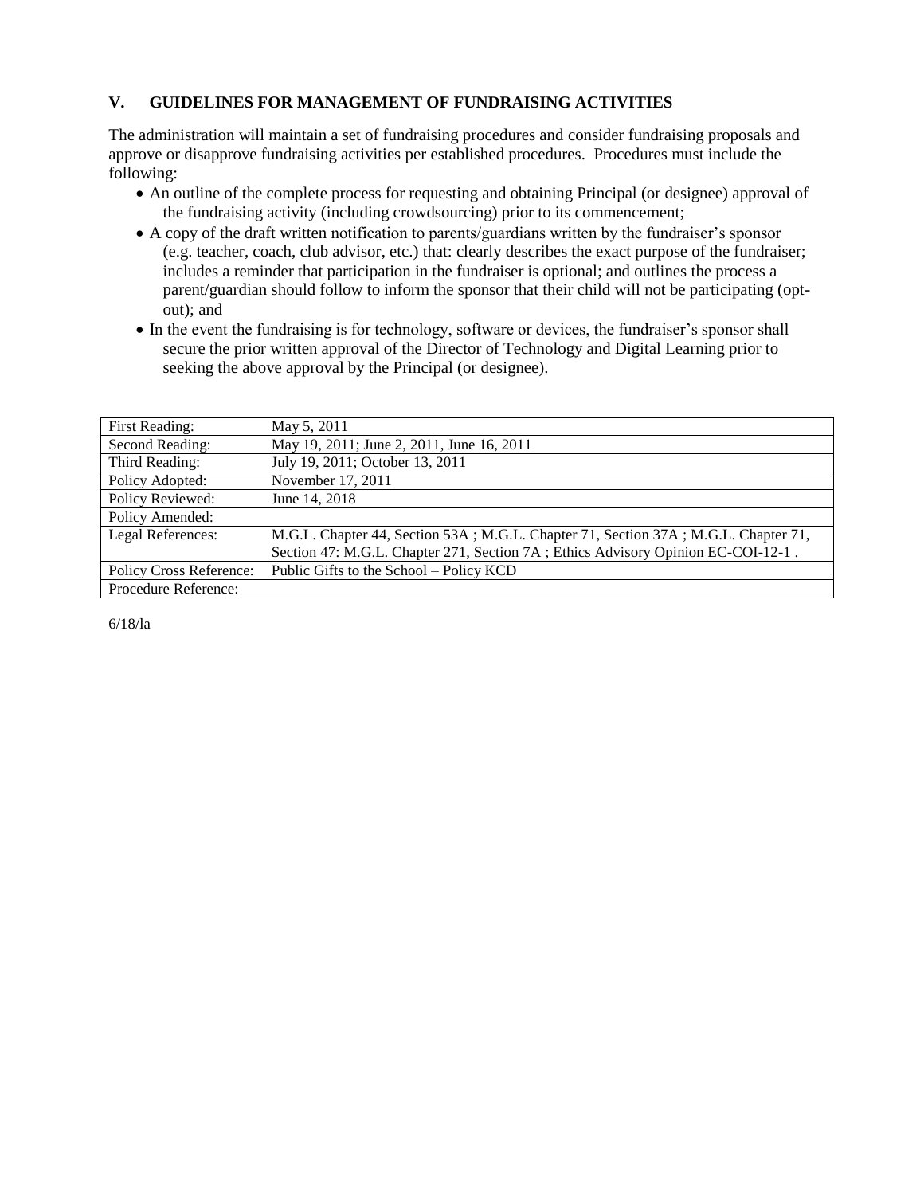## V. GUIDELINES FOR MANAGEMENT OF FUNDRAISING ACTIVITIES

The administration will maintain a set of fundraising procedures and consider fundraising proposals and approve or disapprove fundraising activities per established procedures. Procedures must include the following:

- An outline of the complete process for requesting and obtaining Principal (or designee) approval of the fundraising activity (including crowdsourcing) prior to its commencement;
- A copy of the draft written notification to parents/guardians written by the fundraiser's sponsor (e.g. teacher, coach, club advisor, etc.) that: clearly describes the exact purpose of the fundraiser; includes a reminder that participation in the fundraiser is optional; and outlines the process a parent/guardian should follow to inform the sponsor that their child will not be participating (opt-out); and
- In the event the fundraising is for technology, software or devices, the fundraiser's sponsor shall secure the prior written approval of the Director of Technology and Digital Learning prior to seeking the above approval by the Principal (or designee).

| | |
|---|---|
| First Reading: | May 5, 2011 |
| Second Reading: | May 19, 2011; June 2, 2011, June 16, 2011 |
| Third Reading: | July 19, 2011; October 13, 2011 |
| Policy Adopted: | November 17, 2011 |
| Policy Reviewed: | June 14, 2018 |
| Policy Amended: | |
| Legal References: | M.G.L. Chapter 44, Section 53A ; M.G.L. Chapter 71, Section 37A ; M.G.L. Chapter 71, Section 47: M.G.L. Chapter 271, Section 7A ; Ethics Advisory Opinion EC-COI-12-1 . |
| Policy Cross Reference: | Public Gifts to the School – Policy KCD |
| Procedure Reference: | |

6/18/la